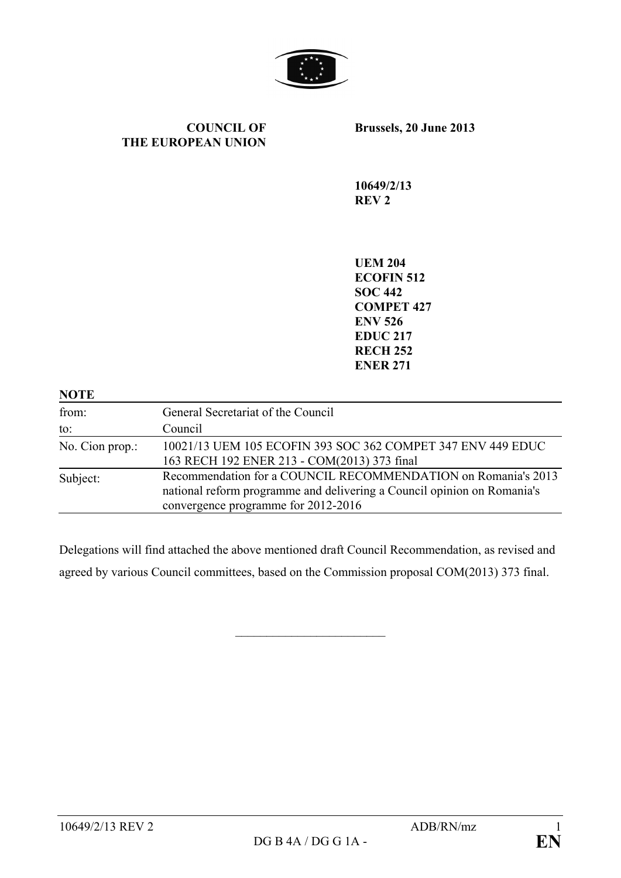**COUNCIL OF THE EUROPEAN UNION**

**Brussels, 20 June 2013**

**10649/2/13**
**REV 2**

**UEM 204**
**ECOFIN 512**
**SOC 442**
**COMPET 427**
**ENV 526**
**EDUC 217**
**RECH 252**
**ENER 271**

**NOTE**

| | |
|---|---|
| from: | General Secretariat of the Council |
| to: | Council |
| No. Cion prop.: | 10021/13 UEM 105 ECOFIN 393 SOC 362 COMPET 347 ENV 449 EDUC 163 RECH 192 ENER 213 - COM(2013) 373 final |
| Subject: | Recommendation for a COUNCIL RECOMMENDATION on Romania's 2013 national reform programme and delivering a Council opinion on Romania's convergence programme for 2012-2016 |

Delegations will find attached the above mentioned draft Council Recommendation, as revised and agreed by various Council committees, based on the Commission proposal COM(2013) 373 final.

\_\_\_\_\_\_\_\_\_\_\_\_\_\_\_\_\_\_\_\_\_\_\_\_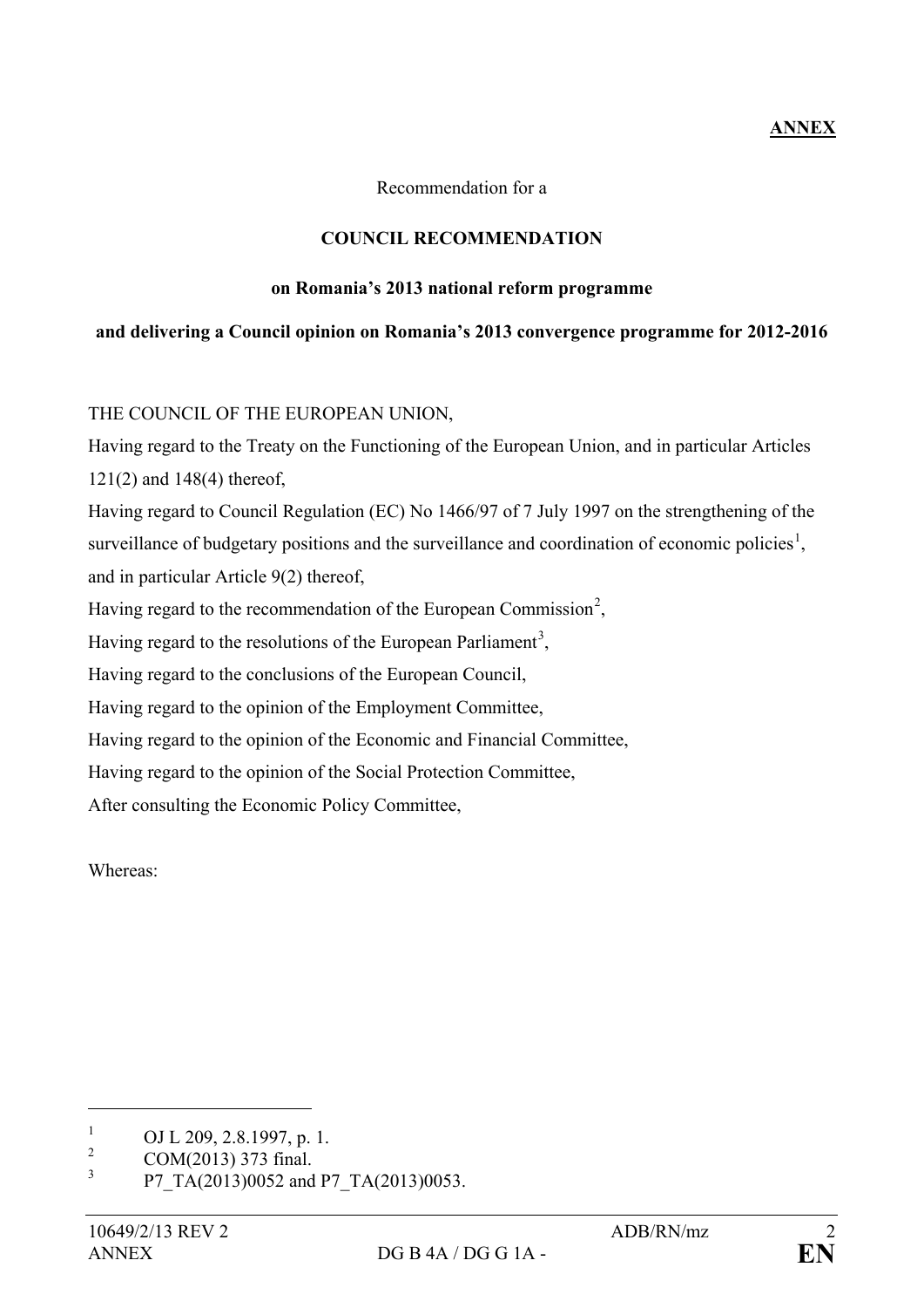**ANNEX**

Recommendation for a

**COUNCIL RECOMMENDATION**

**on Romania's 2013 national reform programme**

**and delivering a Council opinion on Romania's 2013 convergence programme for 2012-2016**

THE COUNCIL OF THE EUROPEAN UNION,

Having regard to the Treaty on the Functioning of the European Union, and in particular Articles 121(2) and 148(4) thereof,

Having regard to Council Regulation (EC) No 1466/97 of 7 July 1997 on the strengthening of the surveillance of budgetary positions and the surveillance and coordination of economic policies[1], and in particular Article 9(2) thereof,

Having regard to the recommendation of the European Commission[2],

Having regard to the resolutions of the European Parliament[3],

Having regard to the conclusions of the European Council,

Having regard to the opinion of the Employment Committee,

Having regard to the opinion of the Economic and Financial Committee,

Having regard to the opinion of the Social Protection Committee,

After consulting the Economic Policy Committee,

Whereas:

---

[1] OJ L 209, 2.8.1997, p. 1.

[2] COM(2013) 373 final.

[3] P7_TA(2013)0052 and P7_TA(2013)0053.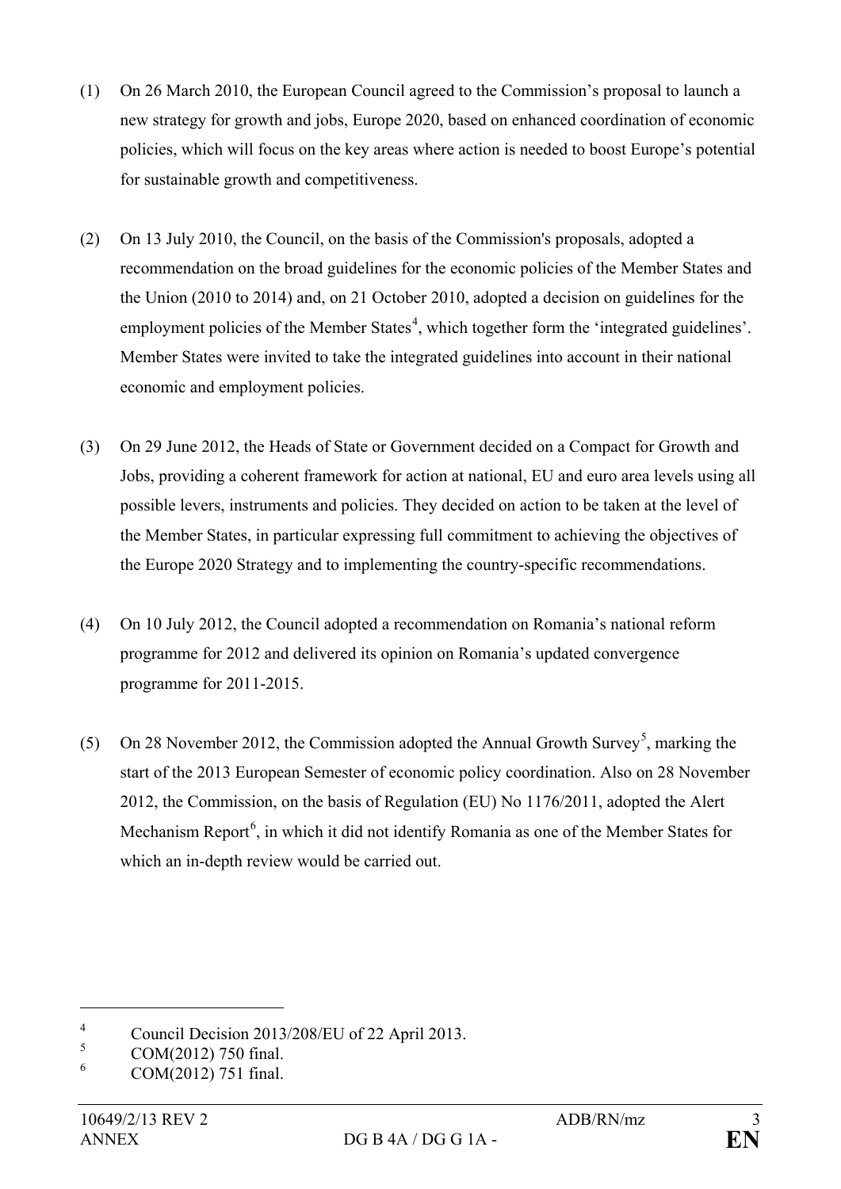(1) On 26 March 2010, the European Council agreed to the Commission's proposal to launch a new strategy for growth and jobs, Europe 2020, based on enhanced coordination of economic policies, which will focus on the key areas where action is needed to boost Europe's potential for sustainable growth and competitiveness.

(2) On 13 July 2010, the Council, on the basis of the Commission's proposals, adopted a recommendation on the broad guidelines for the economic policies of the Member States and the Union (2010 to 2014) and, on 21 October 2010, adopted a decision on guidelines for the employment policies of the Member States[4], which together form the 'integrated guidelines'. Member States were invited to take the integrated guidelines into account in their national economic and employment policies.

(3) On 29 June 2012, the Heads of State or Government decided on a Compact for Growth and Jobs, providing a coherent framework for action at national, EU and euro area levels using all possible levers, instruments and policies. They decided on action to be taken at the level of the Member States, in particular expressing full commitment to achieving the objectives of the Europe 2020 Strategy and to implementing the country-specific recommendations.

(4) On 10 July 2012, the Council adopted a recommendation on Romania's national reform programme for 2012 and delivered its opinion on Romania's updated convergence programme for 2011-2015.

(5) On 28 November 2012, the Commission adopted the Annual Growth Survey[5], marking the start of the 2013 European Semester of economic policy coordination. Also on 28 November 2012, the Commission, on the basis of Regulation (EU) No 1176/2011, adopted the Alert Mechanism Report[6], in which it did not identify Romania as one of the Member States for which an in-depth review would be carried out.

---

[4] Council Decision 2013/208/EU of 22 April 2013.

[5] COM(2012) 750 final.

[6] COM(2012) 751 final.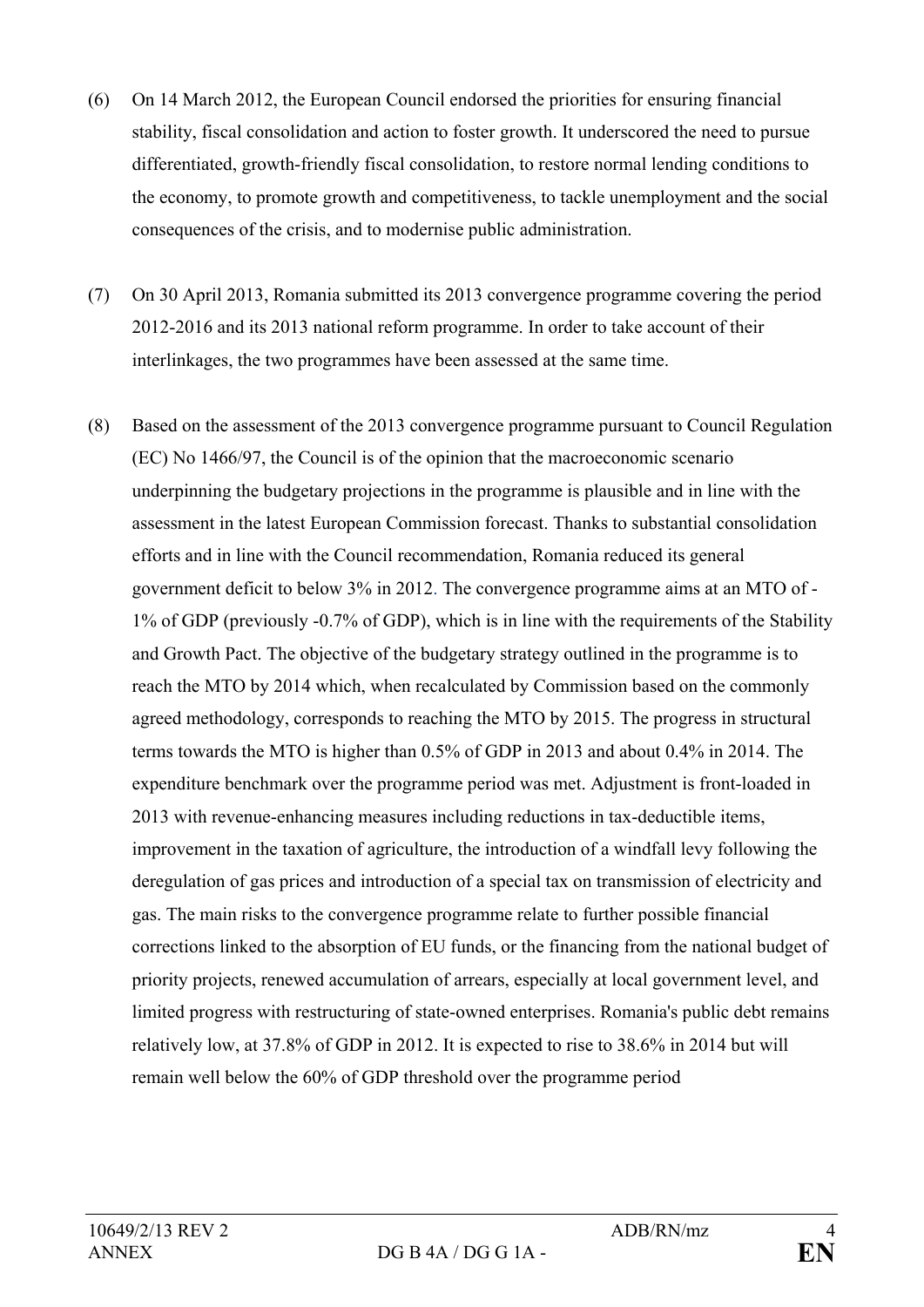(6) On 14 March 2012, the European Council endorsed the priorities for ensuring financial stability, fiscal consolidation and action to foster growth. It underscored the need to pursue differentiated, growth-friendly fiscal consolidation, to restore normal lending conditions to the economy, to promote growth and competitiveness, to tackle unemployment and the social consequences of the crisis, and to modernise public administration.

(7) On 30 April 2013, Romania submitted its 2013 convergence programme covering the period 2012-2016 and its 2013 national reform programme. In order to take account of their interlinkages, the two programmes have been assessed at the same time.

(8) Based on the assessment of the 2013 convergence programme pursuant to Council Regulation (EC) No 1466/97, the Council is of the opinion that the macroeconomic scenario underpinning the budgetary projections in the programme is plausible and in line with the assessment in the latest European Commission forecast. Thanks to substantial consolidation efforts and in line with the Council recommendation, Romania reduced its general government deficit to below 3% in 2012. The convergence programme aims at an MTO of -1% of GDP (previously -0.7% of GDP), which is in line with the requirements of the Stability and Growth Pact. The objective of the budgetary strategy outlined in the programme is to reach the MTO by 2014 which, when recalculated by Commission based on the commonly agreed methodology, corresponds to reaching the MTO by 2015. The progress in structural terms towards the MTO is higher than 0.5% of GDP in 2013 and about 0.4% in 2014. The expenditure benchmark over the programme period was met. Adjustment is front-loaded in 2013 with revenue-enhancing measures including reductions in tax-deductible items, improvement in the taxation of agriculture, the introduction of a windfall levy following the deregulation of gas prices and introduction of a special tax on transmission of electricity and gas. The main risks to the convergence programme relate to further possible financial corrections linked to the absorption of EU funds, or the financing from the national budget of priority projects, renewed accumulation of arrears, especially at local government level, and limited progress with restructuring of state-owned enterprises. Romania's public debt remains relatively low, at 37.8% of GDP in 2012. It is expected to rise to 38.6% in 2014 but will remain well below the 60% of GDP threshold over the programme period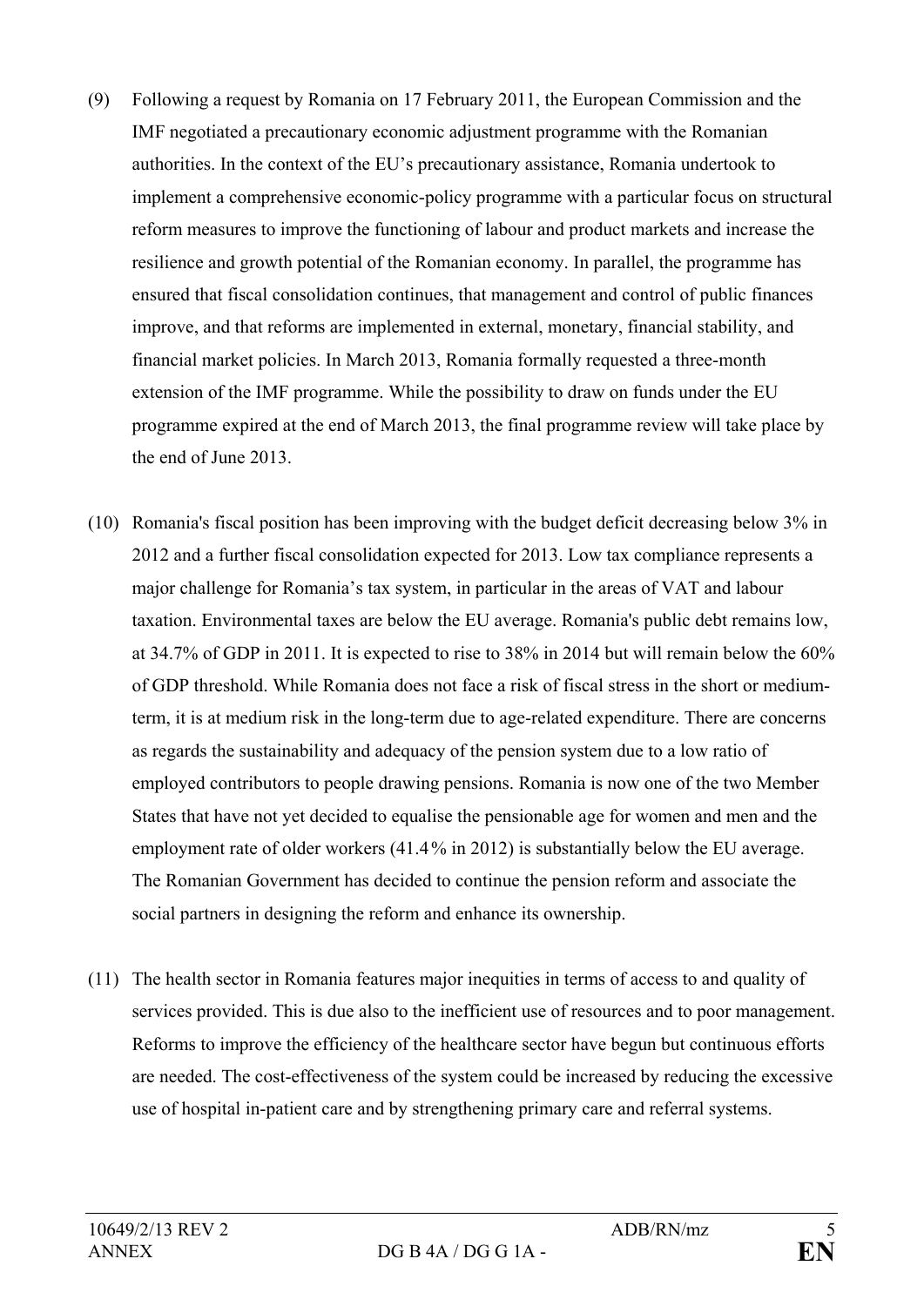(9) Following a request by Romania on 17 February 2011, the European Commission and the IMF negotiated a precautionary economic adjustment programme with the Romanian authorities. In the context of the EU's precautionary assistance, Romania undertook to implement a comprehensive economic-policy programme with a particular focus on structural reform measures to improve the functioning of labour and product markets and increase the resilience and growth potential of the Romanian economy. In parallel, the programme has ensured that fiscal consolidation continues, that management and control of public finances improve, and that reforms are implemented in external, monetary, financial stability, and financial market policies. In March 2013, Romania formally requested a three-month extension of the IMF programme. While the possibility to draw on funds under the EU programme expired at the end of March 2013, the final programme review will take place by the end of June 2013.

(10) Romania's fiscal position has been improving with the budget deficit decreasing below 3% in 2012 and a further fiscal consolidation expected for 2013. Low tax compliance represents a major challenge for Romania's tax system, in particular in the areas of VAT and labour taxation. Environmental taxes are below the EU average. Romania's public debt remains low, at 34.7% of GDP in 2011. It is expected to rise to 38% in 2014 but will remain below the 60% of GDP threshold. While Romania does not face a risk of fiscal stress in the short or medium-term, it is at medium risk in the long-term due to age-related expenditure. There are concerns as regards the sustainability and adequacy of the pension system due to a low ratio of employed contributors to people drawing pensions. Romania is now one of the two Member States that have not yet decided to equalise the pensionable age for women and men and the employment rate of older workers (41.4% in 2012) is substantially below the EU average. The Romanian Government has decided to continue the pension reform and associate the social partners in designing the reform and enhance its ownership.

(11) The health sector in Romania features major inequities in terms of access to and quality of services provided. This is due also to the inefficient use of resources and to poor management. Reforms to improve the efficiency of the healthcare sector have begun but continuous efforts are needed. The cost-effectiveness of the system could be increased by reducing the excessive use of hospital in-patient care and by strengthening primary care and referral systems.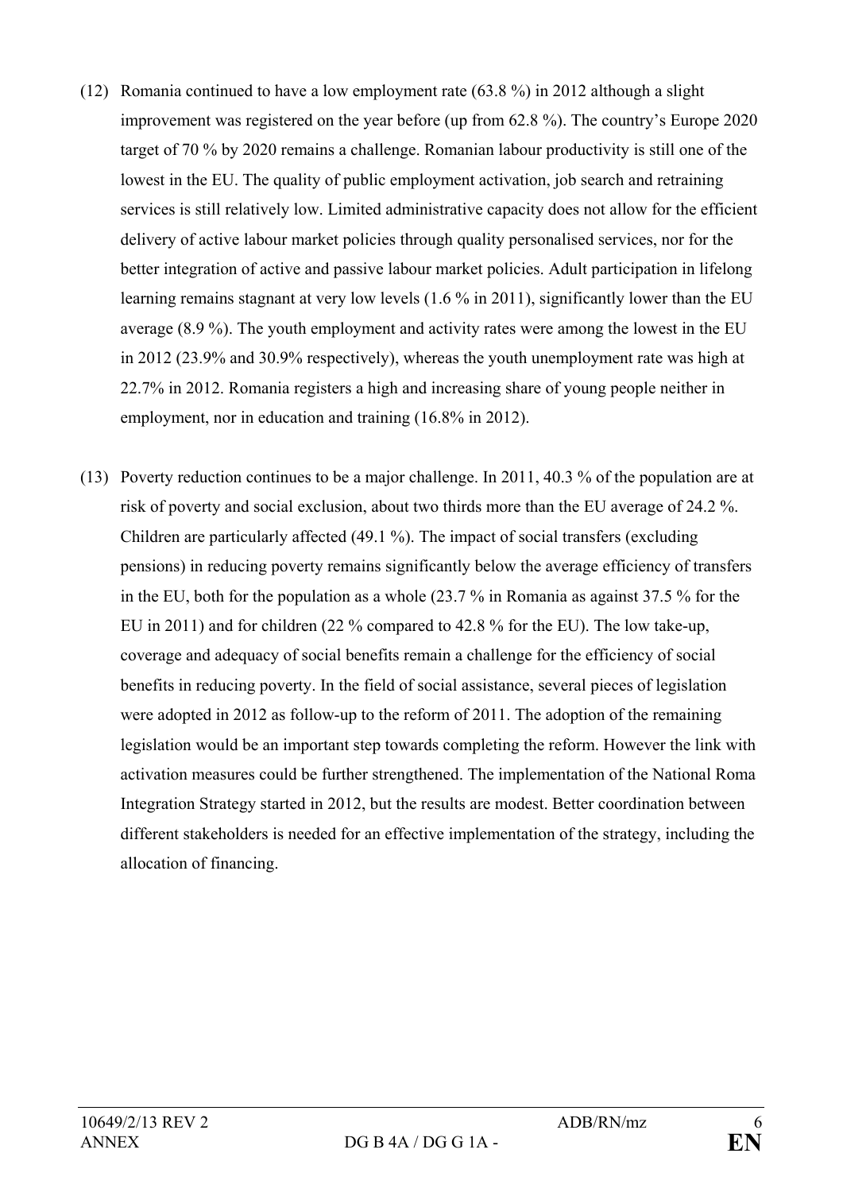(12) Romania continued to have a low employment rate (63.8 %) in 2012 although a slight improvement was registered on the year before (up from 62.8 %). The country's Europe 2020 target of 70 % by 2020 remains a challenge. Romanian labour productivity is still one of the lowest in the EU. The quality of public employment activation, job search and retraining services is still relatively low. Limited administrative capacity does not allow for the efficient delivery of active labour market policies through quality personalised services, nor for the better integration of active and passive labour market policies. Adult participation in lifelong learning remains stagnant at very low levels (1.6 % in 2011), significantly lower than the EU average (8.9 %). The youth employment and activity rates were among the lowest in the EU in 2012 (23.9% and 30.9% respectively), whereas the youth unemployment rate was high at 22.7% in 2012. Romania registers a high and increasing share of young people neither in employment, nor in education and training (16.8% in 2012).

(13) Poverty reduction continues to be a major challenge. In 2011, 40.3 % of the population are at risk of poverty and social exclusion, about two thirds more than the EU average of 24.2 %. Children are particularly affected (49.1 %). The impact of social transfers (excluding pensions) in reducing poverty remains significantly below the average efficiency of transfers in the EU, both for the population as a whole (23.7 % in Romania as against 37.5 % for the EU in 2011) and for children (22 % compared to 42.8 % for the EU). The low take-up, coverage and adequacy of social benefits remain a challenge for the efficiency of social benefits in reducing poverty. In the field of social assistance, several pieces of legislation were adopted in 2012 as follow-up to the reform of 2011. The adoption of the remaining legislation would be an important step towards completing the reform. However the link with activation measures could be further strengthened. The implementation of the National Roma Integration Strategy started in 2012, but the results are modest. Better coordination between different stakeholders is needed for an effective implementation of the strategy, including the allocation of financing.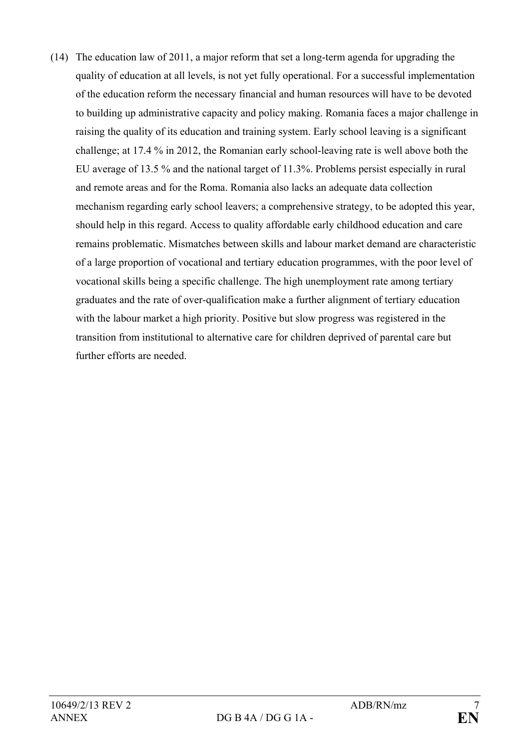(14) The education law of 2011, a major reform that set a long-term agenda for upgrading the quality of education at all levels, is not yet fully operational. For a successful implementation of the education reform the necessary financial and human resources will have to be devoted to building up administrative capacity and policy making. Romania faces a major challenge in raising the quality of its education and training system. Early school leaving is a significant challenge; at 17.4 % in 2012, the Romanian early school-leaving rate is well above both the EU average of 13.5 % and the national target of 11.3%. Problems persist especially in rural and remote areas and for the Roma. Romania also lacks an adequate data collection mechanism regarding early school leavers; a comprehensive strategy, to be adopted this year, should help in this regard. Access to quality affordable early childhood education and care remains problematic. Mismatches between skills and labour market demand are characteristic of a large proportion of vocational and tertiary education programmes, with the poor level of vocational skills being a specific challenge. The high unemployment rate among tertiary graduates and the rate of over-qualification make a further alignment of tertiary education with the labour market a high priority. Positive but slow progress was registered in the transition from institutional to alternative care for children deprived of parental care but further efforts are needed.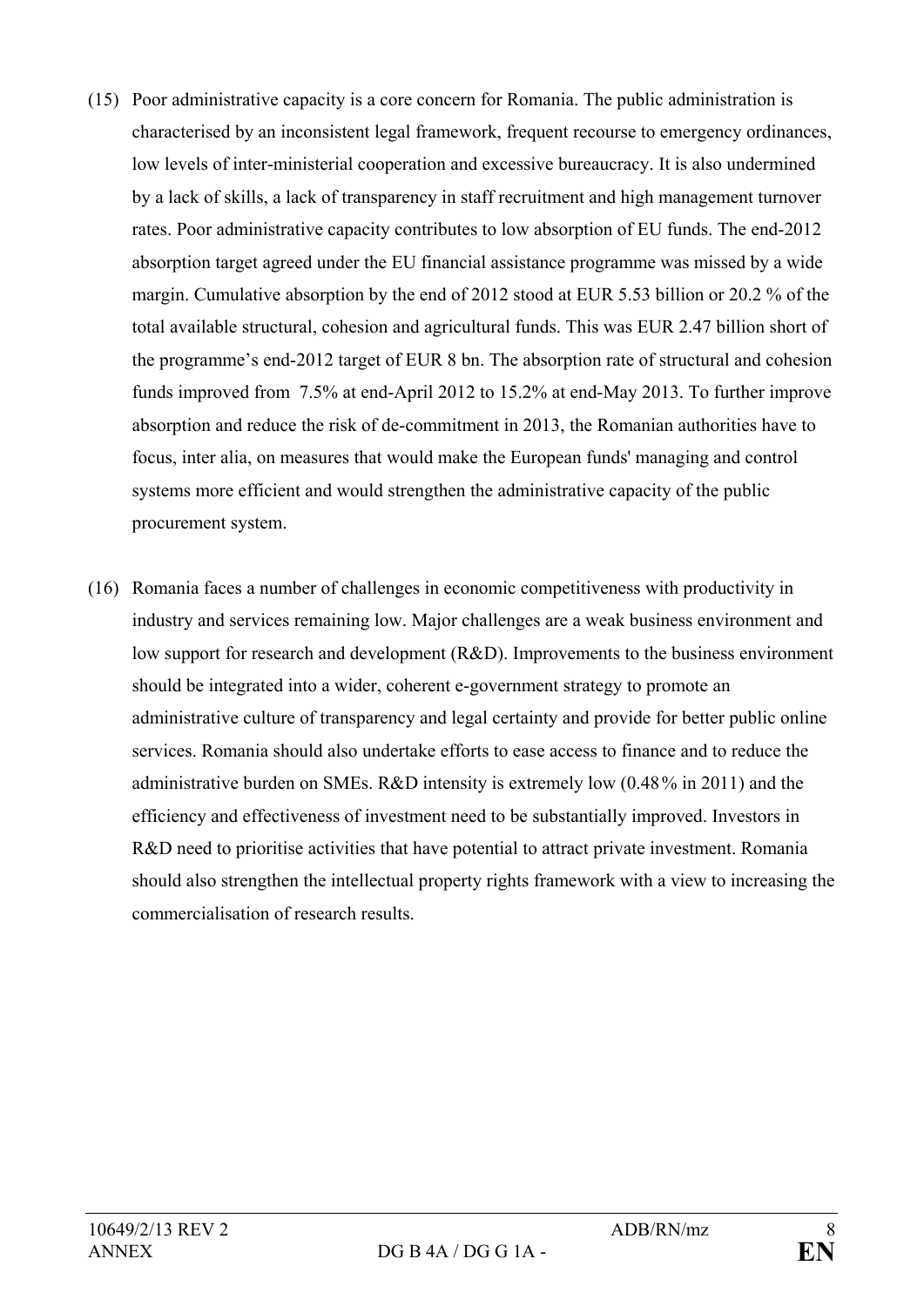(15) Poor administrative capacity is a core concern for Romania. The public administration is characterised by an inconsistent legal framework, frequent recourse to emergency ordinances, low levels of inter-ministerial cooperation and excessive bureaucracy. It is also undermined by a lack of skills, a lack of transparency in staff recruitment and high management turnover rates. Poor administrative capacity contributes to low absorption of EU funds. The end-2012 absorption target agreed under the EU financial assistance programme was missed by a wide margin. Cumulative absorption by the end of 2012 stood at EUR 5.53 billion or 20.2 % of the total available structural, cohesion and agricultural funds. This was EUR 2.47 billion short of the programme's end-2012 target of EUR 8 bn. The absorption rate of structural and cohesion funds improved from 7.5% at end-April 2012 to 15.2% at end-May 2013. To further improve absorption and reduce the risk of de-commitment in 2013, the Romanian authorities have to focus, inter alia, on measures that would make the European funds' managing and control systems more efficient and would strengthen the administrative capacity of the public procurement system.

(16) Romania faces a number of challenges in economic competitiveness with productivity in industry and services remaining low. Major challenges are a weak business environment and low support for research and development (R&D). Improvements to the business environment should be integrated into a wider, coherent e-government strategy to promote an administrative culture of transparency and legal certainty and provide for better public online services. Romania should also undertake efforts to ease access to finance and to reduce the administrative burden on SMEs. R&D intensity is extremely low (0.48% in 2011) and the efficiency and effectiveness of investment need to be substantially improved. Investors in R&D need to prioritise activities that have potential to attract private investment. Romania should also strengthen the intellectual property rights framework with a view to increasing the commercialisation of research results.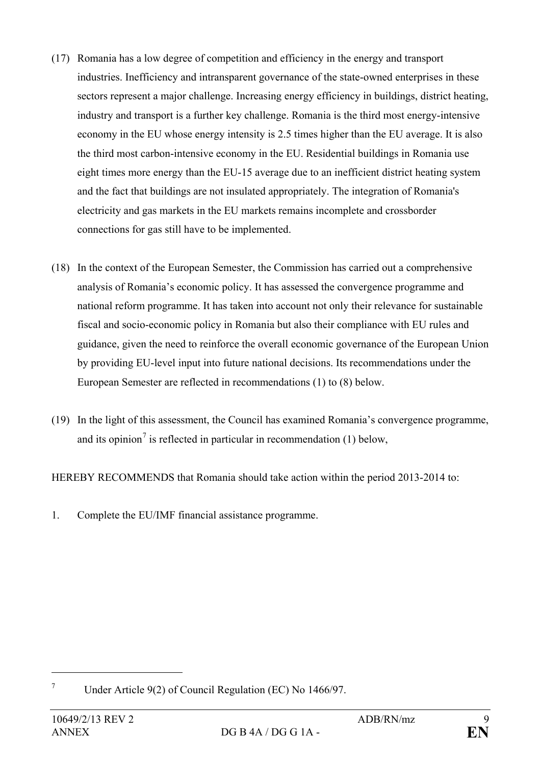(17) Romania has a low degree of competition and efficiency in the energy and transport industries. Inefficiency and intransparent governance of the state-owned enterprises in these sectors represent a major challenge. Increasing energy efficiency in buildings, district heating, industry and transport is a further key challenge. Romania is the third most energy-intensive economy in the EU whose energy intensity is 2.5 times higher than the EU average. It is also the third most carbon-intensive economy in the EU. Residential buildings in Romania use eight times more energy than the EU-15 average due to an inefficient district heating system and the fact that buildings are not insulated appropriately. The integration of Romania's electricity and gas markets in the EU markets remains incomplete and crossborder connections for gas still have to be implemented.

(18) In the context of the European Semester, the Commission has carried out a comprehensive analysis of Romania's economic policy. It has assessed the convergence programme and national reform programme. It has taken into account not only their relevance for sustainable fiscal and socio-economic policy in Romania but also their compliance with EU rules and guidance, given the need to reinforce the overall economic governance of the European Union by providing EU-level input into future national decisions. Its recommendations under the European Semester are reflected in recommendations (1) to (8) below.

(19) In the light of this assessment, the Council has examined Romania's convergence programme, and its opinion[7] is reflected in particular in recommendation (1) below,

HEREBY RECOMMENDS that Romania should take action within the period 2013-2014 to:

1. Complete the EU/IMF financial assistance programme.

---

[7] Under Article 9(2) of Council Regulation (EC) No 1466/97.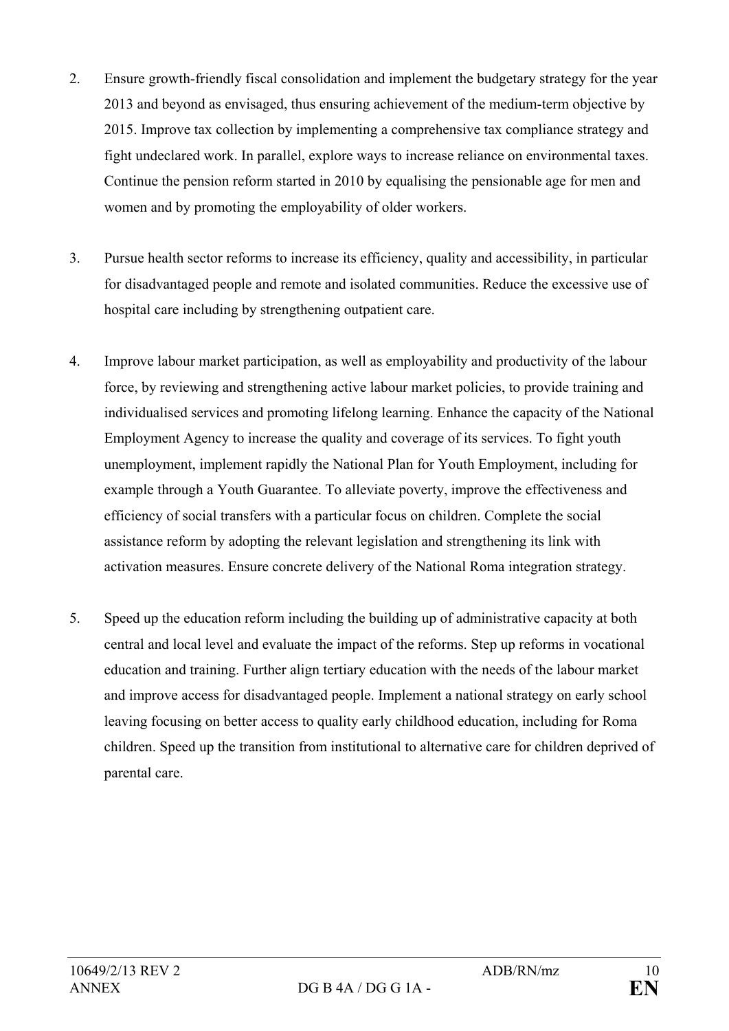2. Ensure growth-friendly fiscal consolidation and implement the budgetary strategy for the year 2013 and beyond as envisaged, thus ensuring achievement of the medium-term objective by 2015. Improve tax collection by implementing a comprehensive tax compliance strategy and fight undeclared work. In parallel, explore ways to increase reliance on environmental taxes. Continue the pension reform started in 2010 by equalising the pensionable age for men and women and by promoting the employability of older workers.

3. Pursue health sector reforms to increase its efficiency, quality and accessibility, in particular for disadvantaged people and remote and isolated communities. Reduce the excessive use of hospital care including by strengthening outpatient care.

4. Improve labour market participation, as well as employability and productivity of the labour force, by reviewing and strengthening active labour market policies, to provide training and individualised services and promoting lifelong learning. Enhance the capacity of the National Employment Agency to increase the quality and coverage of its services. To fight youth unemployment, implement rapidly the National Plan for Youth Employment, including for example through a Youth Guarantee. To alleviate poverty, improve the effectiveness and efficiency of social transfers with a particular focus on children. Complete the social assistance reform by adopting the relevant legislation and strengthening its link with activation measures. Ensure concrete delivery of the National Roma integration strategy.

5. Speed up the education reform including the building up of administrative capacity at both central and local level and evaluate the impact of the reforms. Step up reforms in vocational education and training. Further align tertiary education with the needs of the labour market and improve access for disadvantaged people. Implement a national strategy on early school leaving focusing on better access to quality early childhood education, including for Roma children. Speed up the transition from institutional to alternative care for children deprived of parental care.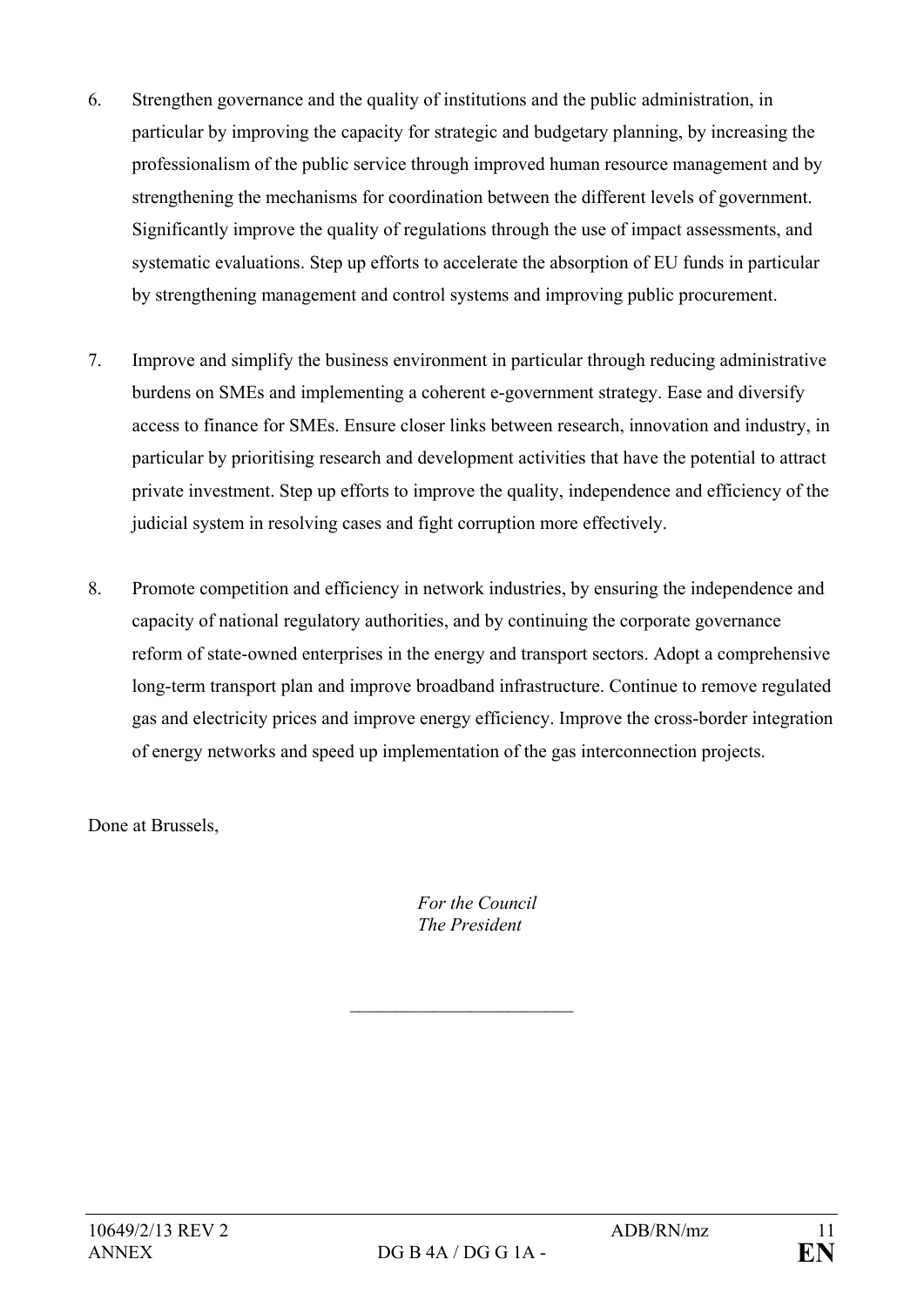6. Strengthen governance and the quality of institutions and the public administration, in particular by improving the capacity for strategic and budgetary planning, by increasing the professionalism of the public service through improved human resource management and by strengthening the mechanisms for coordination between the different levels of government. Significantly improve the quality of regulations through the use of impact assessments, and systematic evaluations. Step up efforts to accelerate the absorption of EU funds in particular by strengthening management and control systems and improving public procurement.

7. Improve and simplify the business environment in particular through reducing administrative burdens on SMEs and implementing a coherent e-government strategy. Ease and diversify access to finance for SMEs. Ensure closer links between research, innovation and industry, in particular by prioritising research and development activities that have the potential to attract private investment. Step up efforts to improve the quality, independence and efficiency of the judicial system in resolving cases and fight corruption more effectively.

8. Promote competition and efficiency in network industries, by ensuring the independence and capacity of national regulatory authorities, and by continuing the corporate governance reform of state-owned enterprises in the energy and transport sectors. Adopt a comprehensive long-term transport plan and improve broadband infrastructure. Continue to remove regulated gas and electricity prices and improve energy efficiency. Improve the cross-border integration of energy networks and speed up implementation of the gas interconnection projects.

Done at Brussels,

*For the Council*
*The President*

\_\_\_\_\_\_\_\_\_\_\_\_\_\_\_\_\_\_\_\_\_\_\_\_